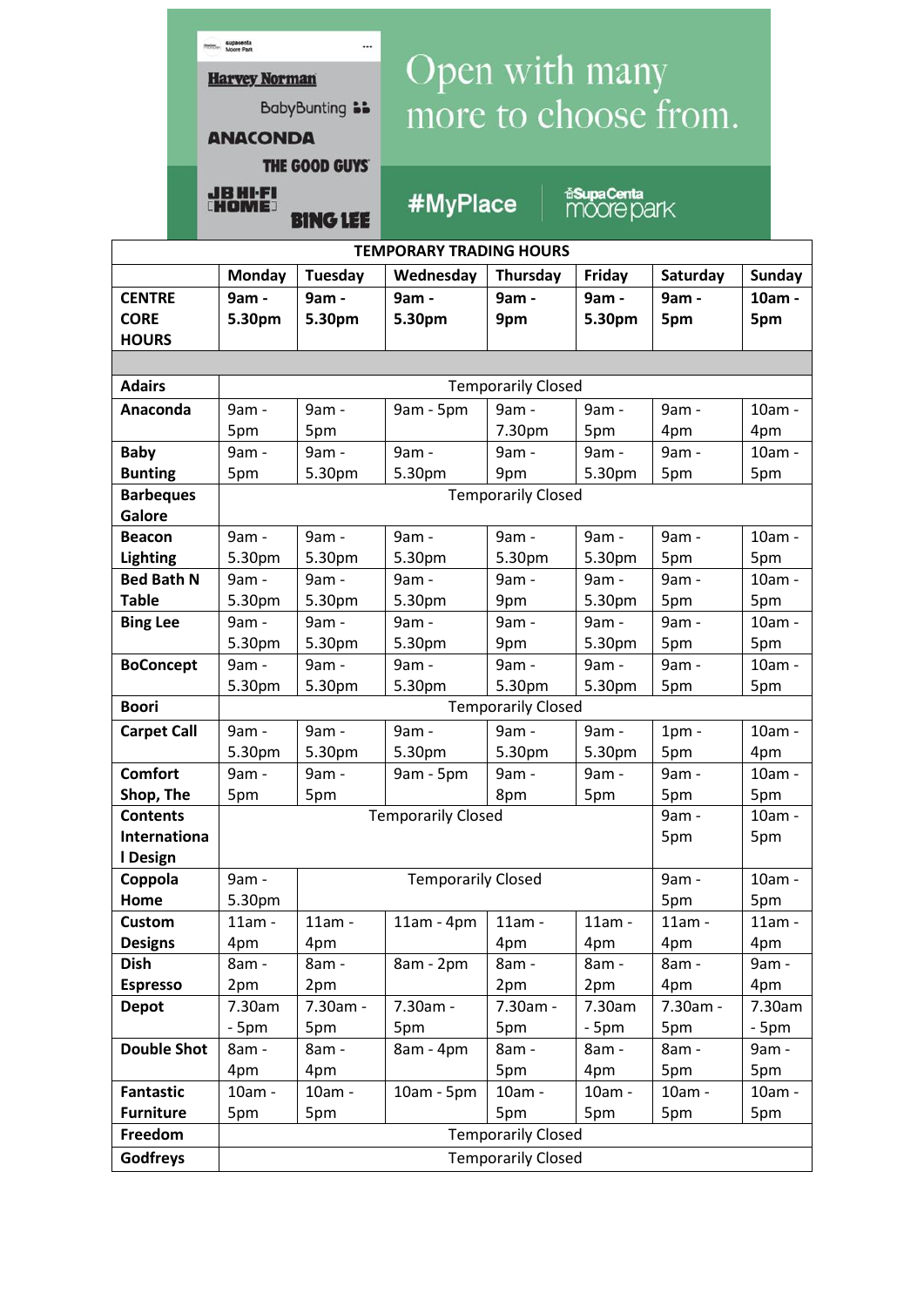Harvey Norman

BabyBunting

ANACONDA

THE GOOD GUYS

JB HI-FI HOME

BING LEE

Open with many more to choose from.

#MyPlace

SupaCenta moore park

| TEMPORARY TRADING HOURS | | | | | | | |
|---|---|---|---|---|---|---|---|
| | **Monday** | **Tuesday** | **Wednesday** | **Thursday** | **Friday** | **Saturday** | **Sunday** |
| **CENTRE CORE HOURS** | **9am - 5.30pm** | **9am - 5.30pm** | **9am - 5.30pm** | **9am - 9pm** | **9am - 5.30pm** | **9am - 5pm** | **10am - 5pm** |
| | | | | | | | |
| **Adairs** | Temporarily Closed | | | | | | |
| **Anaconda** | 9am - 5pm | 9am - 5pm | 9am - 5pm | 9am - 7.30pm | 9am - 5pm | 9am - 4pm | 10am - 4pm |
| **Baby Bunting** | 9am - 5pm | 9am - 5.30pm | 9am - 5.30pm | 9am - 9pm | 9am - 5.30pm | 9am - 5pm | 10am - 5pm |
| **Barbeques Galore** | Temporarily Closed | | | | | | |
| **Beacon Lighting** | 9am - 5.30pm | 9am - 5.30pm | 9am - 5.30pm | 9am - 5.30pm | 9am - 5.30pm | 9am - 5pm | 10am - 5pm |
| **Bed Bath N Table** | 9am - 5.30pm | 9am - 5.30pm | 9am - 5.30pm | 9am - 9pm | 9am - 5.30pm | 9am - 5pm | 10am - 5pm |
| **Bing Lee** | 9am - 5.30pm | 9am - 5.30pm | 9am - 5.30pm | 9am - 9pm | 9am - 5.30pm | 9am - 5pm | 10am - 5pm |
| **BoConcept** | 9am - 5.30pm | 9am - 5.30pm | 9am - 5.30pm | 9am - 5.30pm | 9am - 5.30pm | 9am - 5pm | 10am - 5pm |
| **Boori** | Temporarily Closed | | | | | | |
| **Carpet Call** | 9am - 5.30pm | 9am - 5.30pm | 9am - 5.30pm | 9am - 5.30pm | 9am - 5.30pm | 1pm - 5pm | 10am - 4pm |
| **Comfort Shop, The** | 9am - 5pm | 9am - 5pm | 9am - 5pm | 9am - 8pm | 9am - 5pm | 9am - 5pm | 10am - 5pm |
| **Contents International Design** | Temporarily Closed | | | | | 9am - 5pm | 10am - 5pm |
| **Coppola Home** | 9am - 5.30pm | Temporarily Closed | | | | 9am - 5pm | 10am - 5pm |
| **Custom Designs** | 11am - 4pm | 11am - 4pm | 11am - 4pm | 11am - 4pm | 11am - 4pm | 11am - 4pm | 11am - 4pm |
| **Dish Espresso** | 8am - 2pm | 8am - 2pm | 8am - 2pm | 8am - 2pm | 8am - 2pm | 8am - 4pm | 9am - 4pm |
| **Depot** | 7.30am - 5pm | 7.30am - 5pm | 7.30am - 5pm | 7.30am - 5pm | 7.30am - 5pm | 7.30am - 5pm | 7.30am - 5pm |
| **Double Shot** | 8am - 4pm | 8am - 4pm | 8am - 4pm | 8am - 5pm | 8am - 4pm | 8am - 5pm | 9am - 5pm |
| **Fantastic Furniture** | 10am - 5pm | 10am - 5pm | 10am - 5pm | 10am - 5pm | 10am - 5pm | 10am - 5pm | 10am - 5pm |
| **Freedom** | Temporarily Closed | | | | | | |
| **Godfreys** | Temporarily Closed | | | | | | |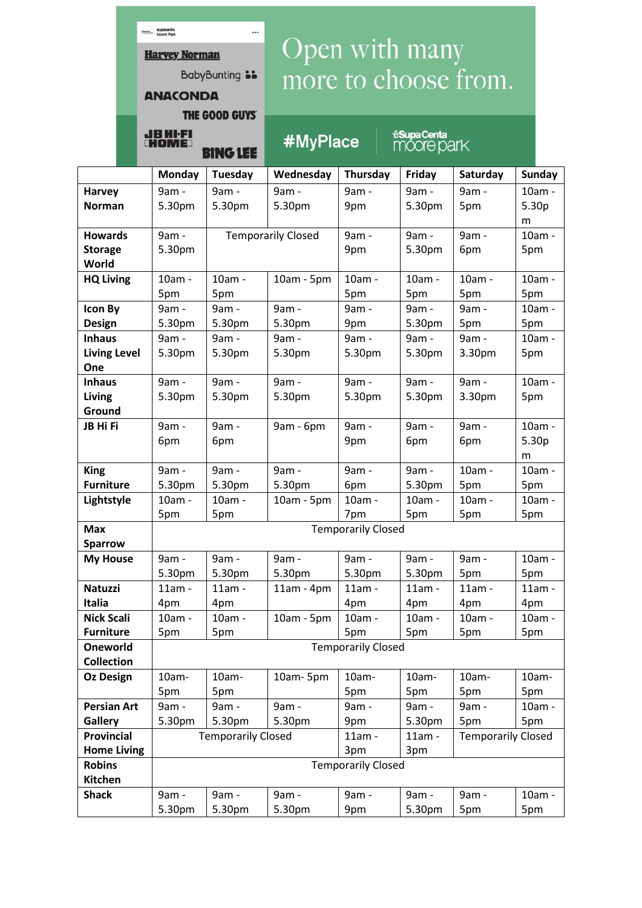Open with many more to choose from.

Harvey Norman | BabyBunting | ANACONDA | THE GOOD GUYS | JB HI-FI HOME | BING LEE

#MyPlace | SupaCenta moore park

| | Monday | Tuesday | Wednesday | Thursday | Friday | Saturday | Sunday |
|---|---|---|---|---|---|---|---|
| **Harvey Norman** | 9am - 5.30pm | 9am - 5.30pm | 9am - 5.30pm | 9am - 9pm | 9am - 5.30pm | 9am - 5pm | 10am - 5.30pm |
| **Howards Storage World** | 9am - 5.30pm | Temporarily Closed | | 9am - 9pm | 9am - 5.30pm | 9am - 6pm | 10am - 5pm |
| **HQ Living** | 10am - 5pm | 10am - 5pm | 10am - 5pm | 10am - 5pm | 10am - 5pm | 10am - 5pm | 10am - 5pm |
| **Icon By Design** | 9am - 5.30pm | 9am - 5.30pm | 9am - 5.30pm | 9am - 9pm | 9am - 5.30pm | 9am - 5pm | 10am - 5pm |
| **Inhaus Living Level One** | 9am - 5.30pm | 9am - 5.30pm | 9am - 5.30pm | 9am - 5.30pm | 9am - 5.30pm | 9am - 3.30pm | 10am - 5pm |
| **Inhaus Living Ground** | 9am - 5.30pm | 9am - 5.30pm | 9am - 5.30pm | 9am - 5.30pm | 9am - 5.30pm | 9am - 3.30pm | 10am - 5pm |
| **JB Hi Fi** | 9am - 6pm | 9am - 6pm | 9am - 6pm | 9am - 9pm | 9am - 6pm | 9am - 6pm | 10am - 5.30pm |
| **King Furniture** | 9am - 5.30pm | 9am - 5.30pm | 9am - 5.30pm | 9am - 6pm | 9am - 5.30pm | 10am - 5pm | 10am - 5pm |
| **Lightstyle** | 10am - 5pm | 10am - 5pm | 10am - 5pm | 10am - 7pm | 10am - 5pm | 10am - 5pm | 10am - 5pm |
| **Max Sparrow** | Temporarily Closed | | | | | | |
| **My House** | 9am - 5.30pm | 9am - 5.30pm | 9am - 5.30pm | 9am - 5.30pm | 9am - 5.30pm | 9am - 5pm | 10am - 5pm |
| **Natuzzi Italia** | 11am - 4pm | 11am - 4pm | 11am - 4pm | 11am - 4pm | 11am - 4pm | 11am - 4pm | 11am - 4pm |
| **Nick Scali Furniture** | 10am - 5pm | 10am - 5pm | 10am - 5pm | 10am - 5pm | 10am - 5pm | 10am - 5pm | 10am - 5pm |
| **Oneworld Collection** | Temporarily Closed | | | | | | |
| **Oz Design** | 10am- 5pm | 10am- 5pm | 10am- 5pm | 10am- 5pm | 10am- 5pm | 10am- 5pm | 10am- 5pm |
| **Persian Art Gallery** | 9am - 5.30pm | 9am - 5.30pm | 9am - 5.30pm | 9am - 9pm | 9am - 5.30pm | 9am - 5pm | 10am - 5pm |
| **Provincial Home Living** | Temporarily Closed | | | 11am - 3pm | 11am - 3pm | Temporarily Closed | |
| **Robins Kitchen** | Temporarily Closed | | | | | | |
| **Shack** | 9am - 5.30pm | 9am - 5.30pm | 9am - 5.30pm | 9am - 9pm | 9am - 5.30pm | 9am - 5pm | 10am - 5pm |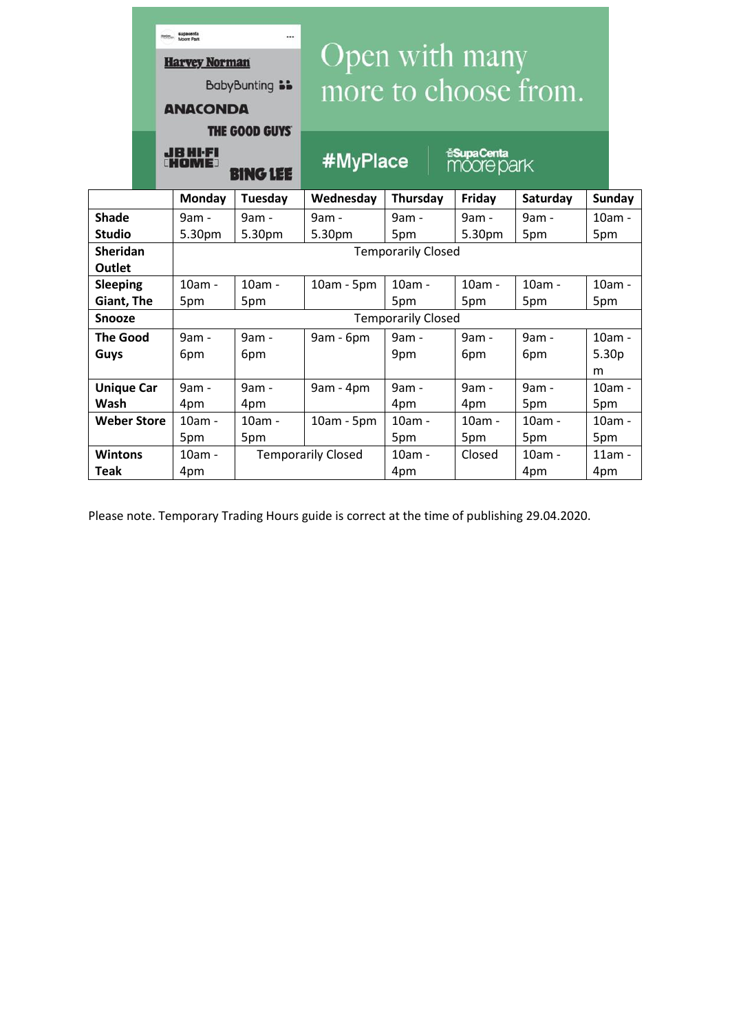| | Monday | Tuesday | Wednesday | Thursday | Friday | Saturday | Sunday |
|---|---|---|---|---|---|---|---|
| **Shade Studio** | 9am - 5.30pm | 9am - 5.30pm | 9am - 5.30pm | 9am - 5pm | 9am - 5.30pm | 9am - 5pm | 10am - 5pm |
| **Sheridan Outlet** | Temporarily Closed | | | | | | |
| **Sleeping Giant, The** | 10am - 5pm | 10am - 5pm | 10am - 5pm | 10am - 5pm | 10am - 5pm | 10am - 5pm | 10am - 5pm |
| **Snooze** | Temporarily Closed | | | | | | |
| **The Good Guys** | 9am - 6pm | 9am - 6pm | 9am - 6pm | 9am - 9pm | 9am - 6pm | 9am - 6pm | 10am - 5.30pm |
| **Unique Car Wash** | 9am - 4pm | 9am - 4pm | 9am - 4pm | 9am - 4pm | 9am - 4pm | 9am - 5pm | 10am - 5pm |
| **Weber Store** | 10am - 5pm | 10am - 5pm | 10am - 5pm | 10am - 5pm | 10am - 5pm | 10am - 5pm | 10am - 5pm |
| **Wintons Teak** | 10am - 4pm | Temporarily Closed | | 10am - 4pm | Closed | 10am - 4pm | 11am - 4pm |

Please note. Temporary Trading Hours guide is correct at the time of publishing 29.04.2020.